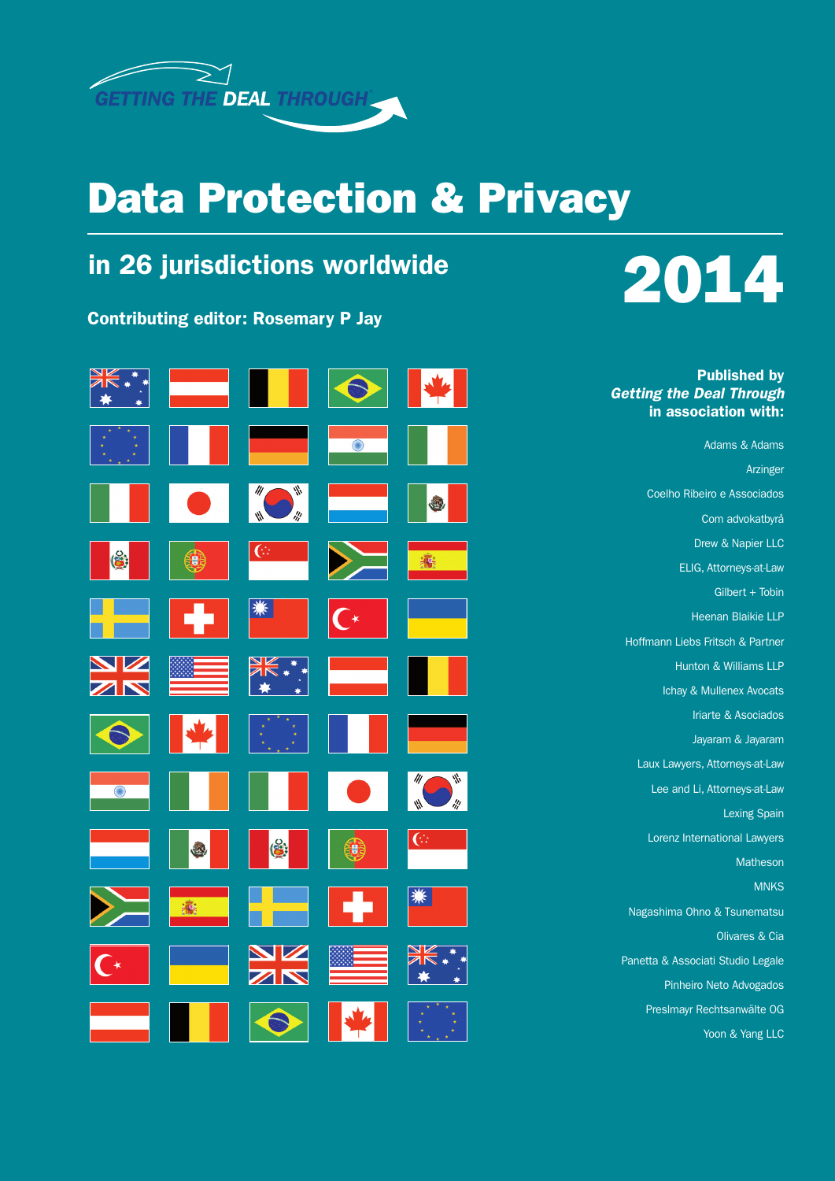GETTING THE DEAL THROUGH

# Data Protection & Privacy

## in 26 jurisdictions worldwide

# 2014

**Contributing editor: Rosemary P Jay**

**Published by**
***Getting the Deal Through***
**in association with:**

Adams & Adams

Arzinger

Coelho Ribeiro e Associados

Com advokatbyrå

Drew & Napier LLC

ELIG, Attorneys-at-Law

Gilbert + Tobin

Heenan Blaikie LLP

Hoffmann Liebs Fritsch & Partner

Hunton & Williams LLP

Ichay & Mullenex Avocats

Iriarte & Asociados

Jayaram & Jayaram

Laux Lawyers, Attorneys-at-Law

Lee and Li, Attorneys-at-Law

Lexing Spain

Lorenz International Lawyers

Matheson

MNKS

Nagashima Ohno & Tsunematsu

Olivares & Cia

Panetta & Associati Studio Legale

Pinheiro Neto Advogados

Preslmayr Rechtsanwälte OG

Yoon & Yang LLC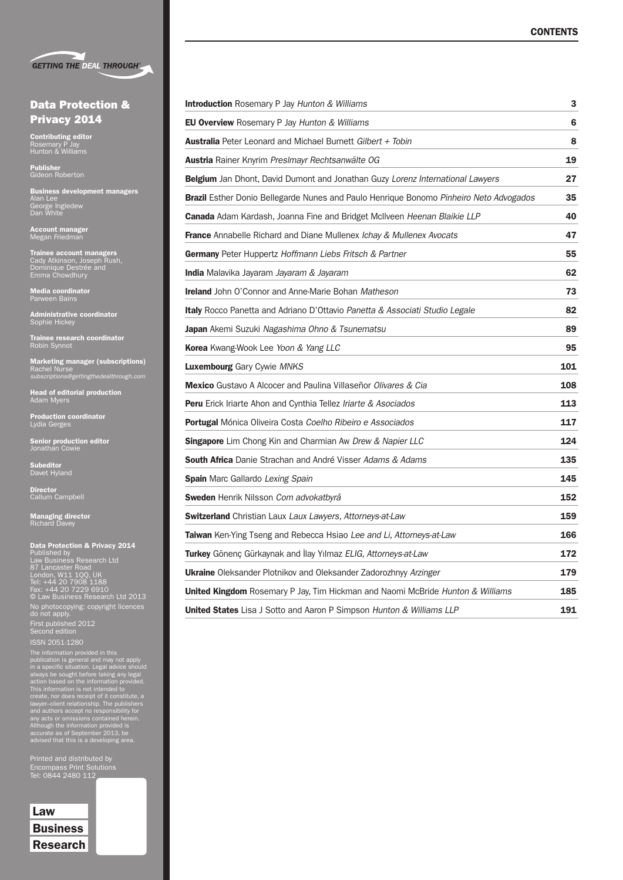GETTING THE DEAL THROUGH

# Data Protection & Privacy 2014

**Contributing editor**
Rosemary P Jay
Hunton & Williams

**Publisher**
Gideon Roberton

**Business development managers**
Alan Lee
George Ingledew
Dan White

**Account manager**
Megan Friedman

**Trainee account managers**
Cady Atkinson, Joseph Rush, Dominique Destrée and Emma Chowdhury

**Media coordinator**
Parween Bains

**Administrative coordinator**
Sophie Hickey

**Trainee research coordinator**
Robin Synnot

**Marketing manager (subscriptions)**
Rachel Nurse
*subscriptions@gettingthedealthrough.com*

**Head of editorial production**
Adam Myers

**Production coordinator**
Lydia Gerges

**Senior production editor**
Jonathan Cowie

**Subeditor**
Davet Hyland

**Director**
Callum Campbell

**Managing director**
Richard Davey

**Data Protection & Privacy 2014**
Published by
Law Business Research Ltd
87 Lancaster Road
London, W11 1QQ, UK
Tel: +44 20 7908 1188
Fax: +44 20 7229 6910
© Law Business Research Ltd 2013
No photocopying: copyright licences do not apply.
First published 2012
Second edition
ISSN 2051-1280

The information provided in this publication is general and may not apply in a specific situation. Legal advice should always be sought before taking any legal action based on the information provided. This information is not intended to create, nor does receipt of it constitute, a lawyer–client relationship. The publishers and authors accept no responsibility for any acts or omissions contained herein. Although the information provided is accurate as of September 2013, be advised that this is a developing area.

Printed and distributed by
Encompass Print Solutions
Tel: 0844 2480 112

Law
Business
Research

## CONTENTS

| | |
|---|---|
| **Introduction** Rosemary P Jay *Hunton & Williams* | 3 |
| **EU Overview** Rosemary P Jay *Hunton & Williams* | 6 |
| **Australia** Peter Leonard and Michael Burnett *Gilbert + Tobin* | 8 |
| **Austria** Rainer Knyrim *Preslmayr Rechtsanwälte OG* | 19 |
| **Belgium** Jan Dhont, David Dumont and Jonathan Guzy *Lorenz International Lawyers* | 27 |
| **Brazil** Esther Donio Bellegarde Nunes and Paulo Henrique Bonomo *Pinheiro Neto Advogados* | 35 |
| **Canada** Adam Kardash, Joanna Fine and Bridget McIlveen *Heenan Blaikie LLP* | 40 |
| **France** Annabelle Richard and Diane Mullenex *Ichay & Mullenex Avocats* | 47 |
| **Germany** Peter Huppertz *Hoffmann Liebs Fritsch & Partner* | 55 |
| **India** Malavika Jayaram *Jayaram & Jayaram* | 62 |
| **Ireland** John O'Connor and Anne-Marie Bohan *Matheson* | 73 |
| **Italy** Rocco Panetta and Adriano D'Ottavio *Panetta & Associati Studio Legale* | 82 |
| **Japan** Akemi Suzuki *Nagashima Ohno & Tsunematsu* | 89 |
| **Korea** Kwang-Wook Lee *Yoon & Yang LLC* | 95 |
| **Luxembourg** Gary Cywie *MNKS* | 101 |
| **Mexico** Gustavo A Alcocer and Paulina Villaseñor *Olivares & Cia* | 108 |
| **Peru** Erick Iriarte Ahon and Cynthia Tellez *Iriarte & Asociados* | 113 |
| **Portugal** Mónica Oliveira Costa *Coelho Ribeiro e Associados* | 117 |
| **Singapore** Lim Chong Kin and Charmian Aw *Drew & Napier LLC* | 124 |
| **South Africa** Danie Strachan and André Visser *Adams & Adams* | 135 |
| **Spain** Marc Gallardo *Lexing Spain* | 145 |
| **Sweden** Henrik Nilsson *Com advokatbyrå* | 152 |
| **Switzerland** Christian Laux *Laux Lawyers, Attorneys-at-Law* | 159 |
| **Taiwan** Ken-Ying Tseng and Rebecca Hsiao *Lee and Li, Attorneys-at-Law* | 166 |
| **Turkey** Gönenç Gürkaynak and İlay Yılmaz *ELIG, Attorneys-at-Law* | 172 |
| **Ukraine** Oleksander Plotnikov and Oleksander Zadorozhnyy *Arzinger* | 179 |
| **United Kingdom** Rosemary P Jay, Tim Hickman and Naomi McBride *Hunton & Williams* | 185 |
| **United States** Lisa J Sotto and Aaron P Simpson *Hunton & Williams LLP* | 191 |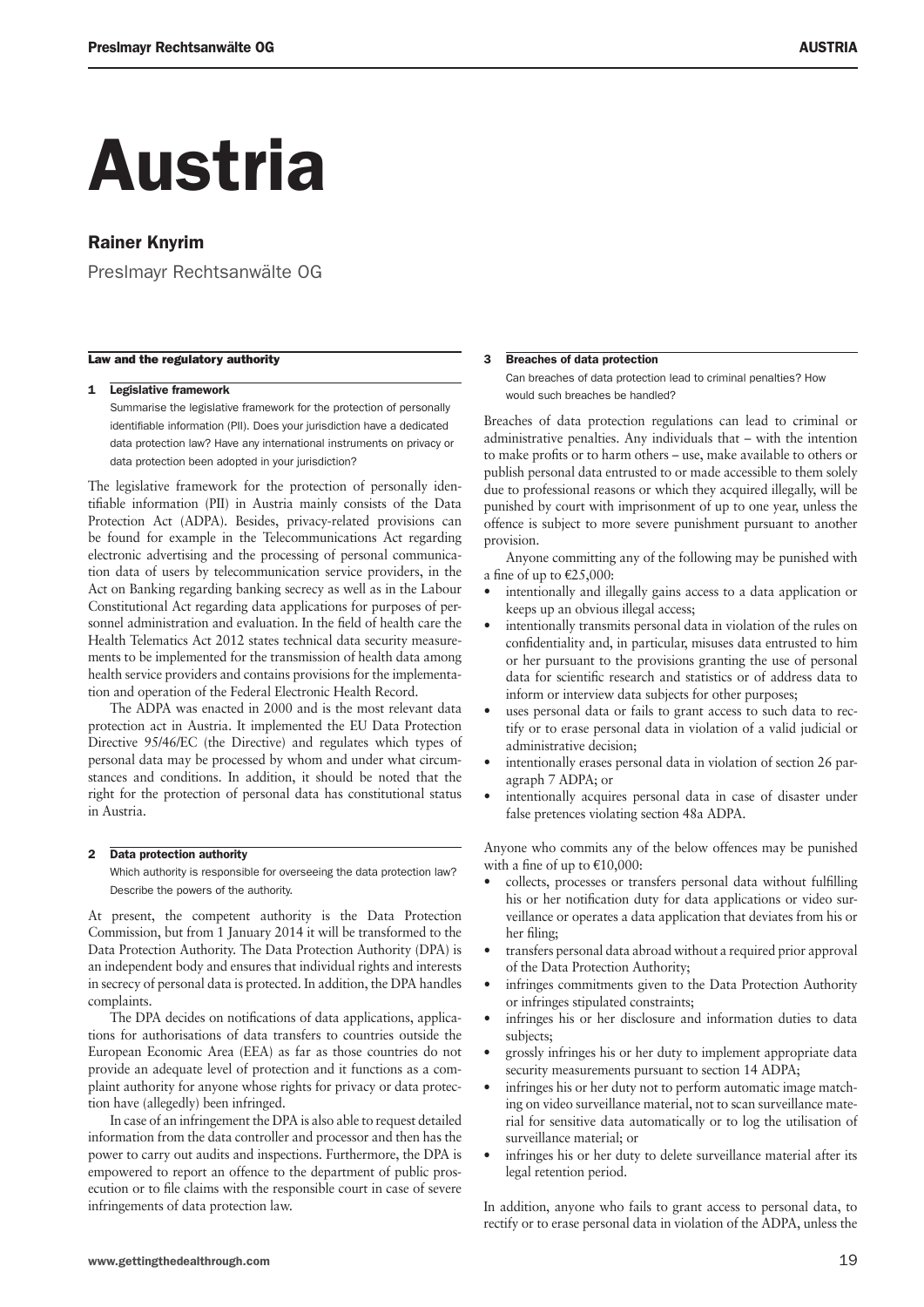# Austria

## Rainer Knyrim

Preslmayr Rechtsanwälte OG

### Law and the regulatory authority

#### 1 Legislative framework

Summarise the legislative framework for the protection of personally identifiable information (PII). Does your jurisdiction have a dedicated data protection law? Have any international instruments on privacy or data protection been adopted in your jurisdiction?

The legislative framework for the protection of personally identifiable information (PII) in Austria mainly consists of the Data Protection Act (ADPA). Besides, privacy-related provisions can be found for example in the Telecommunications Act regarding electronic advertising and the processing of personal communication data of users by telecommunication service providers, in the Act on Banking regarding banking secrecy as well as in the Labour Constitutional Act regarding data applications for purposes of personnel administration and evaluation. In the field of health care the Health Telematics Act 2012 states technical data security measurements to be implemented for the transmission of health data among health service providers and contains provisions for the implementation and operation of the Federal Electronic Health Record.

The ADPA was enacted in 2000 and is the most relevant data protection act in Austria. It implemented the EU Data Protection Directive 95/46/EC (the Directive) and regulates which types of personal data may be processed by whom and under what circumstances and conditions. In addition, it should be noted that the right for the protection of personal data has constitutional status in Austria.

#### 2 Data protection authority

Which authority is responsible for overseeing the data protection law? Describe the powers of the authority.

At present, the competent authority is the Data Protection Commission, but from 1 January 2014 it will be transformed to the Data Protection Authority. The Data Protection Authority (DPA) is an independent body and ensures that individual rights and interests in secrecy of personal data is protected. In addition, the DPA handles complaints.

The DPA decides on notifications of data applications, applications for authorisations of data transfers to countries outside the European Economic Area (EEA) as far as those countries do not provide an adequate level of protection and it functions as a complaint authority for anyone whose rights for privacy or data protection have (allegedly) been infringed.

In case of an infringement the DPA is also able to request detailed information from the data controller and processor and then has the power to carry out audits and inspections. Furthermore, the DPA is empowered to report an offence to the department of public prosecution or to file claims with the responsible court in case of severe infringements of data protection law.

#### 3 Breaches of data protection

Can breaches of data protection lead to criminal penalties? How would such breaches be handled?

Breaches of data protection regulations can lead to criminal or administrative penalties. Any individuals that – with the intention to make profits or to harm others – use, make available to others or publish personal data entrusted to or made accessible to them solely due to professional reasons or which they acquired illegally, will be punished by court with imprisonment of up to one year, unless the offence is subject to more severe punishment pursuant to another provision.

Anyone committing any of the following may be punished with a fine of up to €25,000:

- intentionally and illegally gains access to a data application or keeps up an obvious illegal access;
- intentionally transmits personal data in violation of the rules on confidentiality and, in particular, misuses data entrusted to him or her pursuant to the provisions granting the use of personal data for scientific research and statistics or of address data to inform or interview data subjects for other purposes;
- uses personal data or fails to grant access to such data to rectify or to erase personal data in violation of a valid judicial or administrative decision;
- intentionally erases personal data in violation of section 26 paragraph 7 ADPA; or
- intentionally acquires personal data in case of disaster under false pretences violating section 48a ADPA.

Anyone who commits any of the below offences may be punished with a fine of up to €10,000:

- collects, processes or transfers personal data without fulfilling his or her notification duty for data applications or video surveillance or operates a data application that deviates from his or her filing;
- transfers personal data abroad without a required prior approval of the Data Protection Authority;
- infringes commitments given to the Data Protection Authority or infringes stipulated constraints;
- infringes his or her disclosure and information duties to data subjects;
- grossly infringes his or her duty to implement appropriate data security measurements pursuant to section 14 ADPA;
- infringes his or her duty not to perform automatic image matching on video surveillance material, not to scan surveillance material for sensitive data automatically or to log the utilisation of surveillance material; or
- infringes his or her duty to delete surveillance material after its legal retention period.

In addition, anyone who fails to grant access to personal data, to rectify or to erase personal data in violation of the ADPA, unless the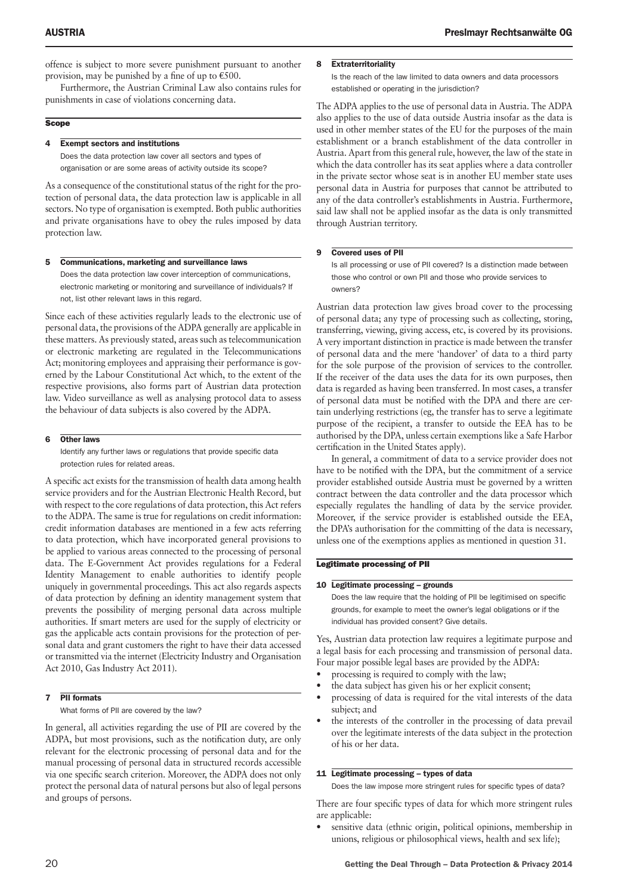offence is subject to more severe punishment pursuant to another provision, may be punished by a fine of up to €500.

Furthermore, the Austrian Criminal Law also contains rules for punishments in case of violations concerning data.

## Scope

### 4 Exempt sectors and institutions

Does the data protection law cover all sectors and types of organisation or are some areas of activity outside its scope?

As a consequence of the constitutional status of the right for the protection of personal data, the data protection law is applicable in all sectors. No type of organisation is exempted. Both public authorities and private organisations have to obey the rules imposed by data protection law.

### 5 Communications, marketing and surveillance laws

Does the data protection law cover interception of communications, electronic marketing or monitoring and surveillance of individuals? If not, list other relevant laws in this regard.

Since each of these activities regularly leads to the electronic use of personal data, the provisions of the ADPA generally are applicable in these matters. As previously stated, areas such as telecommunication or electronic marketing are regulated in the Telecommunications Act; monitoring employees and appraising their performance is governed by the Labour Constitutional Act which, to the extent of the respective provisions, also forms part of Austrian data protection law. Video surveillance as well as analysing protocol data to assess the behaviour of data subjects is also covered by the ADPA.

### 6 Other laws

Identify any further laws or regulations that provide specific data protection rules for related areas.

A specific act exists for the transmission of health data among health service providers and for the Austrian Electronic Health Record, but with respect to the core regulations of data protection, this Act refers to the ADPA. The same is true for regulations on credit information: credit information databases are mentioned in a few acts referring to data protection, which have incorporated general provisions to be applied to various areas connected to the processing of personal data. The E-Government Act provides regulations for a Federal Identity Management to enable authorities to identify people uniquely in governmental proceedings. This act also regards aspects of data protection by defining an identity management system that prevents the possibility of merging personal data across multiple authorities. If smart meters are used for the supply of electricity or gas the applicable acts contain provisions for the protection of personal data and grant customers the right to have their data accessed or transmitted via the internet (Electricity Industry and Organisation Act 2010, Gas Industry Act 2011).

### 7 PII formats

What forms of PII are covered by the law?

In general, all activities regarding the use of PII are covered by the ADPA, but most provisions, such as the notification duty, are only relevant for the electronic processing of personal data and for the manual processing of personal data in structured records accessible via one specific search criterion. Moreover, the ADPA does not only protect the personal data of natural persons but also of legal persons and groups of persons.

### 8 Extraterritoriality

Is the reach of the law limited to data owners and data processors established or operating in the jurisdiction?

The ADPA applies to the use of personal data in Austria. The ADPA also applies to the use of data outside Austria insofar as the data is used in other member states of the EU for the purposes of the main establishment or a branch establishment of the data controller in Austria. Apart from this general rule, however, the law of the state in which the data controller has its seat applies where a data controller in the private sector whose seat is in another EU member state uses personal data in Austria for purposes that cannot be attributed to any of the data controller's establishments in Austria. Furthermore, said law shall not be applied insofar as the data is only transmitted through Austrian territory.

### 9 Covered uses of PII

Is all processing or use of PII covered? Is a distinction made between those who control or own PII and those who provide services to owners?

Austrian data protection law gives broad cover to the processing of personal data; any type of processing such as collecting, storing, transferring, viewing, giving access, etc, is covered by its provisions. A very important distinction in practice is made between the transfer of personal data and the mere 'handover' of data to a third party for the sole purpose of the provision of services to the controller. If the receiver of the data uses the data for its own purposes, then data is regarded as having been transferred. In most cases, a transfer of personal data must be notified with the DPA and there are certain underlying restrictions (eg, the transfer has to serve a legitimate purpose of the recipient, a transfer to outside the EEA has to be authorised by the DPA, unless certain exemptions like a Safe Harbor certification in the United States apply).

In general, a commitment of data to a service provider does not have to be notified with the DPA, but the commitment of a service provider established outside Austria must be governed by a written contract between the data controller and the data processor which especially regulates the handling of data by the service provider. Moreover, if the service provider is established outside the EEA, the DPA's authorisation for the committing of the data is necessary, unless one of the exemptions applies as mentioned in question 31.

## Legitimate processing of PII

### 10 Legitimate processing – grounds

Does the law require that the holding of PII be legitimised on specific grounds, for example to meet the owner's legal obligations or if the individual has provided consent? Give details.

Yes, Austrian data protection law requires a legitimate purpose and a legal basis for each processing and transmission of personal data. Four major possible legal bases are provided by the ADPA:

- processing is required to comply with the law;
- the data subject has given his or her explicit consent;
- processing of data is required for the vital interests of the data subject; and
- the interests of the controller in the processing of data prevail over the legitimate interests of the data subject in the protection of his or her data.

### 11 Legitimate processing – types of data

Does the law impose more stringent rules for specific types of data?

There are four specific types of data for which more stringent rules are applicable:

- sensitive data (ethnic origin, political opinions, membership in unions, religious or philosophical views, health and sex life);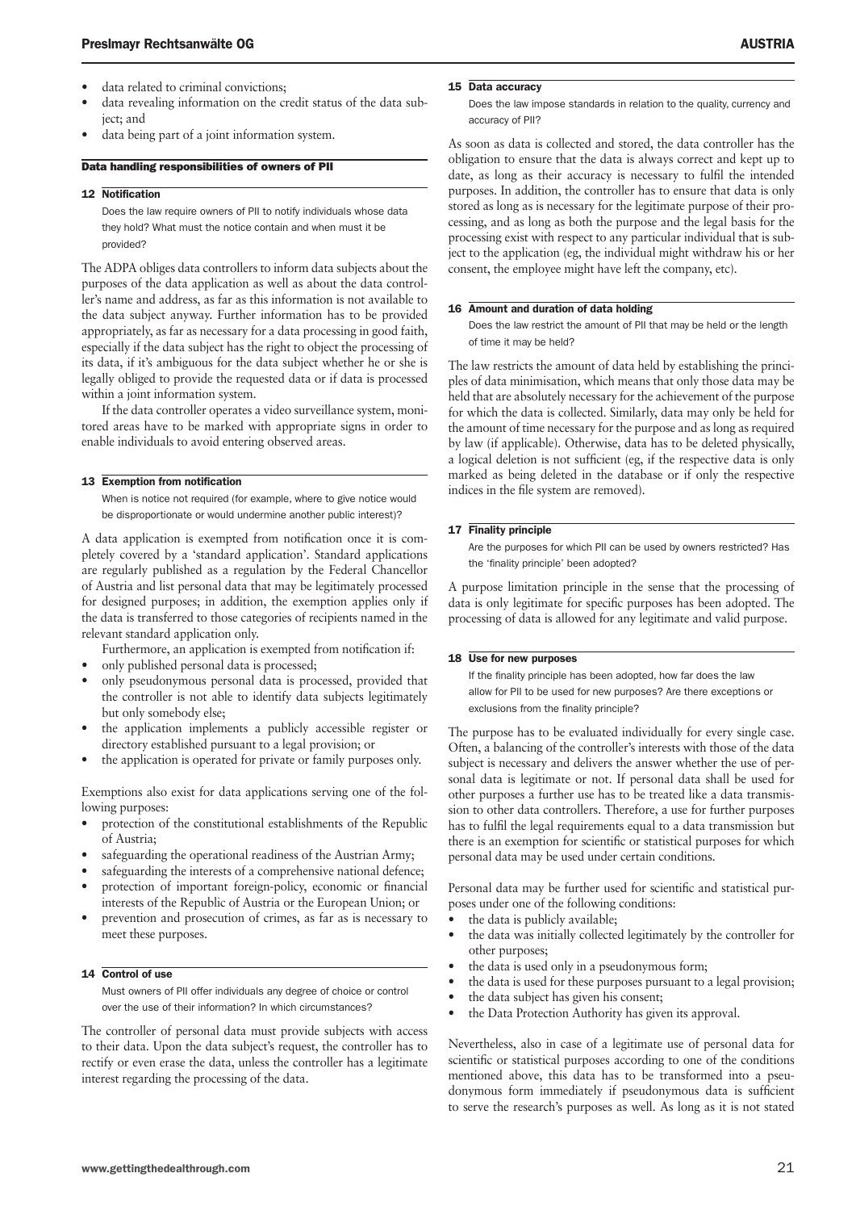- data related to criminal convictions;
- data revealing information on the credit status of the data subject; and
- data being part of a joint information system.

### Data handling responsibilities of owners of PII

#### 12 Notification

Does the law require owners of PII to notify individuals whose data they hold? What must the notice contain and when must it be provided?

The ADPA obliges data controllers to inform data subjects about the purposes of the data application as well as about the data controller's name and address, as far as this information is not available to the data subject anyway. Further information has to be provided appropriately, as far as necessary for a data processing in good faith, especially if the data subject has the right to object the processing of its data, if it's ambiguous for the data subject whether he or she is legally obliged to provide the requested data or if data is processed within a joint information system.

If the data controller operates a video surveillance system, monitored areas have to be marked with appropriate signs in order to enable individuals to avoid entering observed areas.

#### 13 Exemption from notification

When is notice not required (for example, where to give notice would be disproportionate or would undermine another public interest)?

A data application is exempted from notification once it is completely covered by a 'standard application'. Standard applications are regularly published as a regulation by the Federal Chancellor of Austria and list personal data that may be legitimately processed for designed purposes; in addition, the exemption applies only if the data is transferred to those categories of recipients named in the relevant standard application only.

Furthermore, an application is exempted from notification if:

- only published personal data is processed;
- only pseudonymous personal data is processed, provided that the controller is not able to identify data subjects legitimately but only somebody else;
- the application implements a publicly accessible register or directory established pursuant to a legal provision; or
- the application is operated for private or family purposes only.

Exemptions also exist for data applications serving one of the following purposes:

- protection of the constitutional establishments of the Republic of Austria;
- safeguarding the operational readiness of the Austrian Army;
- safeguarding the interests of a comprehensive national defence;
- protection of important foreign-policy, economic or financial interests of the Republic of Austria or the European Union; or
- prevention and prosecution of crimes, as far as is necessary to meet these purposes.

#### 14 Control of use

Must owners of PII offer individuals any degree of choice or control over the use of their information? In which circumstances?

The controller of personal data must provide subjects with access to their data. Upon the data subject's request, the controller has to rectify or even erase the data, unless the controller has a legitimate interest regarding the processing of the data.

#### 15 Data accuracy

Does the law impose standards in relation to the quality, currency and accuracy of PII?

As soon as data is collected and stored, the data controller has the obligation to ensure that the data is always correct and kept up to date, as long as their accuracy is necessary to fulfil the intended purposes. In addition, the controller has to ensure that data is only stored as long as is necessary for the legitimate purpose of their processing, and as long as both the purpose and the legal basis for the processing exist with respect to any particular individual that is subject to the application (eg, the individual might withdraw his or her consent, the employee might have left the company, etc).

#### 16 Amount and duration of data holding

Does the law restrict the amount of PII that may be held or the length of time it may be held?

The law restricts the amount of data held by establishing the principles of data minimisation, which means that only those data may be held that are absolutely necessary for the achievement of the purpose for which the data is collected. Similarly, data may only be held for the amount of time necessary for the purpose and as long as required by law (if applicable). Otherwise, data has to be deleted physically, a logical deletion is not sufficient (eg, if the respective data is only marked as being deleted in the database or if only the respective indices in the file system are removed).

#### 17 Finality principle

Are the purposes for which PII can be used by owners restricted? Has the 'finality principle' been adopted?

A purpose limitation principle in the sense that the processing of data is only legitimate for specific purposes has been adopted. The processing of data is allowed for any legitimate and valid purpose.

#### 18 Use for new purposes

If the finality principle has been adopted, how far does the law allow for PII to be used for new purposes? Are there exceptions or exclusions from the finality principle?

The purpose has to be evaluated individually for every single case. Often, a balancing of the controller's interests with those of the data subject is necessary and delivers the answer whether the use of personal data is legitimate or not. If personal data shall be used for other purposes a further use has to be treated like a data transmission to other data controllers. Therefore, a use for further purposes has to fulfil the legal requirements equal to a data transmission but there is an exemption for scientific or statistical purposes for which personal data may be used under certain conditions.

Personal data may be further used for scientific and statistical purposes under one of the following conditions:

- the data is publicly available;
- the data was initially collected legitimately by the controller for other purposes;
- the data is used only in a pseudonymous form;
- the data is used for these purposes pursuant to a legal provision;
- the data subject has given his consent;
- the Data Protection Authority has given its approval.

Nevertheless, also in case of a legitimate use of personal data for scientific or statistical purposes according to one of the conditions mentioned above, this data has to be transformed into a pseudonymous form immediately if pseudonymous data is sufficient to serve the research's purposes as well. As long as it is not stated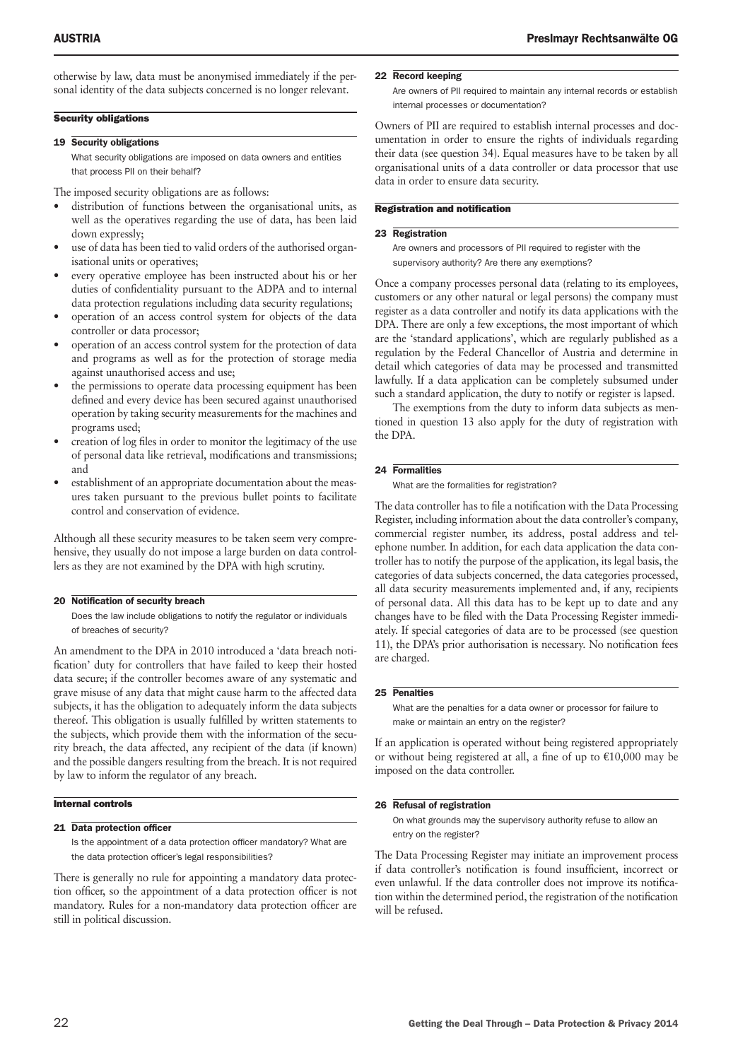otherwise by law, data must be anonymised immediately if the personal identity of the data subjects concerned is no longer relevant.

## Security obligations

### 19 Security obligations

What security obligations are imposed on data owners and entities that process PII on their behalf?

The imposed security obligations are as follows:

- distribution of functions between the organisational units, as well as the operatives regarding the use of data, has been laid down expressly;
- use of data has been tied to valid orders of the authorised organisational units or operatives;
- every operative employee has been instructed about his or her duties of confidentiality pursuant to the ADPA and to internal data protection regulations including data security regulations;
- operation of an access control system for objects of the data controller or data processor;
- operation of an access control system for the protection of data and programs as well as for the protection of storage media against unauthorised access and use;
- the permissions to operate data processing equipment has been defined and every device has been secured against unauthorised operation by taking security measurements for the machines and programs used;
- creation of log files in order to monitor the legitimacy of the use of personal data like retrieval, modifications and transmissions; and
- establishment of an appropriate documentation about the measures taken pursuant to the previous bullet points to facilitate control and conservation of evidence.

Although all these security measures to be taken seem very comprehensive, they usually do not impose a large burden on data controllers as they are not examined by the DPA with high scrutiny.

### 20 Notification of security breach

Does the law include obligations to notify the regulator or individuals of breaches of security?

An amendment to the DPA in 2010 introduced a 'data breach notification' duty for controllers that have failed to keep their hosted data secure; if the controller becomes aware of any systematic and grave misuse of any data that might cause harm to the affected data subjects, it has the obligation to adequately inform the data subjects thereof. This obligation is usually fulfilled by written statements to the subjects, which provide them with the information of the security breach, the data affected, any recipient of the data (if known) and the possible dangers resulting from the breach. It is not required by law to inform the regulator of any breach.

## Internal controls

### 21 Data protection officer

Is the appointment of a data protection officer mandatory? What are the data protection officer's legal responsibilities?

There is generally no rule for appointing a mandatory data protection officer, so the appointment of a data protection officer is not mandatory. Rules for a non-mandatory data protection officer are still in political discussion.

### 22 Record keeping

Are owners of PII required to maintain any internal records or establish internal processes or documentation?

Owners of PII are required to establish internal processes and documentation in order to ensure the rights of individuals regarding their data (see question 34). Equal measures have to be taken by all organisational units of a data controller or data processor that use data in order to ensure data security.

## Registration and notification

### 23 Registration

Are owners and processors of PII required to register with the supervisory authority? Are there any exemptions?

Once a company processes personal data (relating to its employees, customers or any other natural or legal persons) the company must register as a data controller and notify its data applications with the DPA. There are only a few exceptions, the most important of which are the 'standard applications', which are regularly published as a regulation by the Federal Chancellor of Austria and determine in detail which categories of data may be processed and transmitted lawfully. If a data application can be completely subsumed under such a standard application, the duty to notify or register is lapsed.

The exemptions from the duty to inform data subjects as mentioned in question 13 also apply for the duty of registration with the DPA.

### 24 Formalities

What are the formalities for registration?

The data controller has to file a notification with the Data Processing Register, including information about the data controller's company, commercial register number, its address, postal address and telephone number. In addition, for each data application the data controller has to notify the purpose of the application, its legal basis, the categories of data subjects concerned, the data categories processed, all data security measurements implemented and, if any, recipients of personal data. All this data has to be kept up to date and any changes have to be filed with the Data Processing Register immediately. If special categories of data are to be processed (see question 11), the DPA's prior authorisation is necessary. No notification fees are charged.

### 25 Penalties

What are the penalties for a data owner or processor for failure to make or maintain an entry on the register?

If an application is operated without being registered appropriately or without being registered at all, a fine of up to €10,000 may be imposed on the data controller.

### 26 Refusal of registration

On what grounds may the supervisory authority refuse to allow an entry on the register?

The Data Processing Register may initiate an improvement process if data controller's notification is found insufficient, incorrect or even unlawful. If the data controller does not improve its notification within the determined period, the registration of the notification will be refused.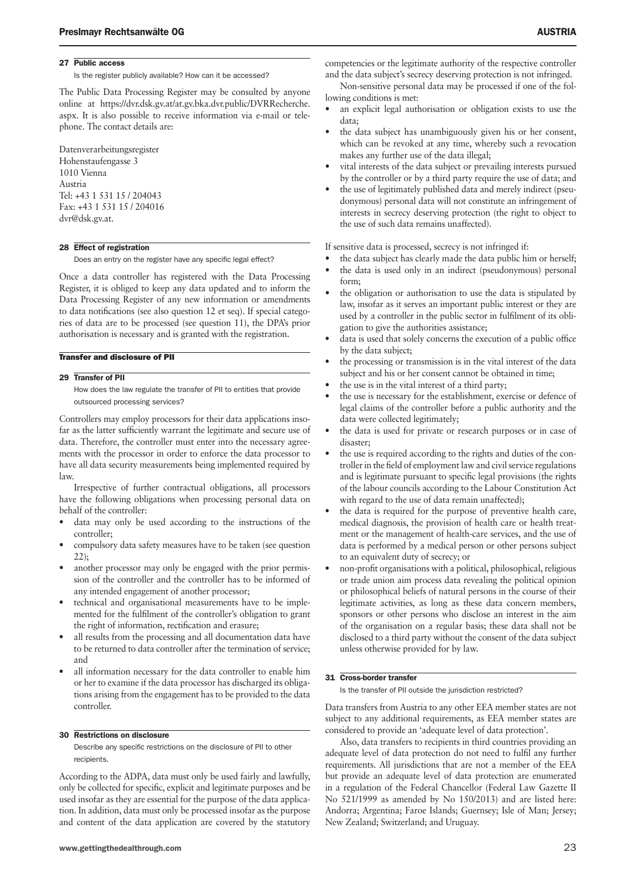### 27 Public access

Is the register publicly available? How can it be accessed?

The Public Data Processing Register may be consulted by anyone online at https://dvr.dsk.gv.at/at.gv.bka.dvr.public/DVRRecherche.aspx. It is also possible to receive information via e-mail or telephone. The contact details are:

Datenverarbeitungsregister
Hohenstaufengasse 3
1010 Vienna
Austria
Tel: +43 1 531 15 / 204043
Fax: +43 1 531 15 / 204016
dvr@dsk.gv.at.

### 28 Effect of registration

Does an entry on the register have any specific legal effect?

Once a data controller has registered with the Data Processing Register, it is obliged to keep any data updated and to inform the Data Processing Register of any new information or amendments to data notifications (see also question 12 et seq). If special categories of data are to be processed (see question 11), the DPA's prior authorisation is necessary and is granted with the registration.

## Transfer and disclosure of PII

### 29 Transfer of PII

How does the law regulate the transfer of PII to entities that provide outsourced processing services?

Controllers may employ processors for their data applications insofar as the latter sufficiently warrant the legitimate and secure use of data. Therefore, the controller must enter into the necessary agreements with the processor in order to enforce the data processor to have all data security measurements being implemented required by law.

Irrespective of further contractual obligations, all processors have the following obligations when processing personal data on behalf of the controller:

- data may only be used according to the instructions of the controller;
- compulsory data safety measures have to be taken (see question 22);
- another processor may only be engaged with the prior permission of the controller and the controller has to be informed of any intended engagement of another processor;
- technical and organisational measurements have to be implemented for the fulfilment of the controller's obligation to grant the right of information, rectification and erasure;
- all results from the processing and all documentation data have to be returned to data controller after the termination of service; and
- all information necessary for the data controller to enable him or her to examine if the data processor has discharged its obligations arising from the engagement has to be provided to the data controller.

### 30 Restrictions on disclosure

Describe any specific restrictions on the disclosure of PII to other recipients.

According to the ADPA, data must only be used fairly and lawfully, only be collected for specific, explicit and legitimate purposes and be used insofar as they are essential for the purpose of the data application. In addition, data must only be processed insofar as the purpose and content of the data application are covered by the statutory competencies or the legitimate authority of the respective controller and the data subject's secrecy deserving protection is not infringed.

Non-sensitive personal data may be processed if one of the following conditions is met:

- an explicit legal authorisation or obligation exists to use the data;
- the data subject has unambiguously given his or her consent, which can be revoked at any time, whereby such a revocation makes any further use of the data illegal;
- vital interests of the data subject or prevailing interests pursued by the controller or by a third party require the use of data; and
- the use of legitimately published data and merely indirect (pseudonymous) personal data will not constitute an infringement of interests in secrecy deserving protection (the right to object to the use of such data remains unaffected).

If sensitive data is processed, secrecy is not infringed if:

- the data subject has clearly made the data public him or herself;
- the data is used only in an indirect (pseudonymous) personal form;
- the obligation or authorisation to use the data is stipulated by law, insofar as it serves an important public interest or they are used by a controller in the public sector in fulfilment of its obligation to give the authorities assistance;
- data is used that solely concerns the execution of a public office by the data subject;
- the processing or transmission is in the vital interest of the data subject and his or her consent cannot be obtained in time;
- the use is in the vital interest of a third party;
- the use is necessary for the establishment, exercise or defence of legal claims of the controller before a public authority and the data were collected legitimately;
- the data is used for private or research purposes or in case of disaster;
- the use is required according to the rights and duties of the controller in the field of employment law and civil service regulations and is legitimate pursuant to specific legal provisions (the rights of the labour councils according to the Labour Constitution Act with regard to the use of data remain unaffected);
- the data is required for the purpose of preventive health care, medical diagnosis, the provision of health care or health treatment or the management of health-care services, and the use of data is performed by a medical person or other persons subject to an equivalent duty of secrecy; or
- non-profit organisations with a political, philosophical, religious or trade union aim process data revealing the political opinion or philosophical beliefs of natural persons in the course of their legitimate activities, as long as these data concern members, sponsors or other persons who disclose an interest in the aim of the organisation on a regular basis; these data shall not be disclosed to a third party without the consent of the data subject unless otherwise provided for by law.

### 31 Cross-border transfer

Is the transfer of PII outside the jurisdiction restricted?

Data transfers from Austria to any other EEA member states are not subject to any additional requirements, as EEA member states are considered to provide an 'adequate level of data protection'.

Also, data transfers to recipients in third countries providing an adequate level of data protection do not need to fulfil any further requirements. All jurisdictions that are not a member of the EEA but provide an adequate level of data protection are enumerated in a regulation of the Federal Chancellor (Federal Law Gazette II No 521/1999 as amended by No 150/2013) and are listed here: Andorra; Argentina; Faroe Islands; Guernsey; Isle of Man; Jersey; New Zealand; Switzerland; and Uruguay.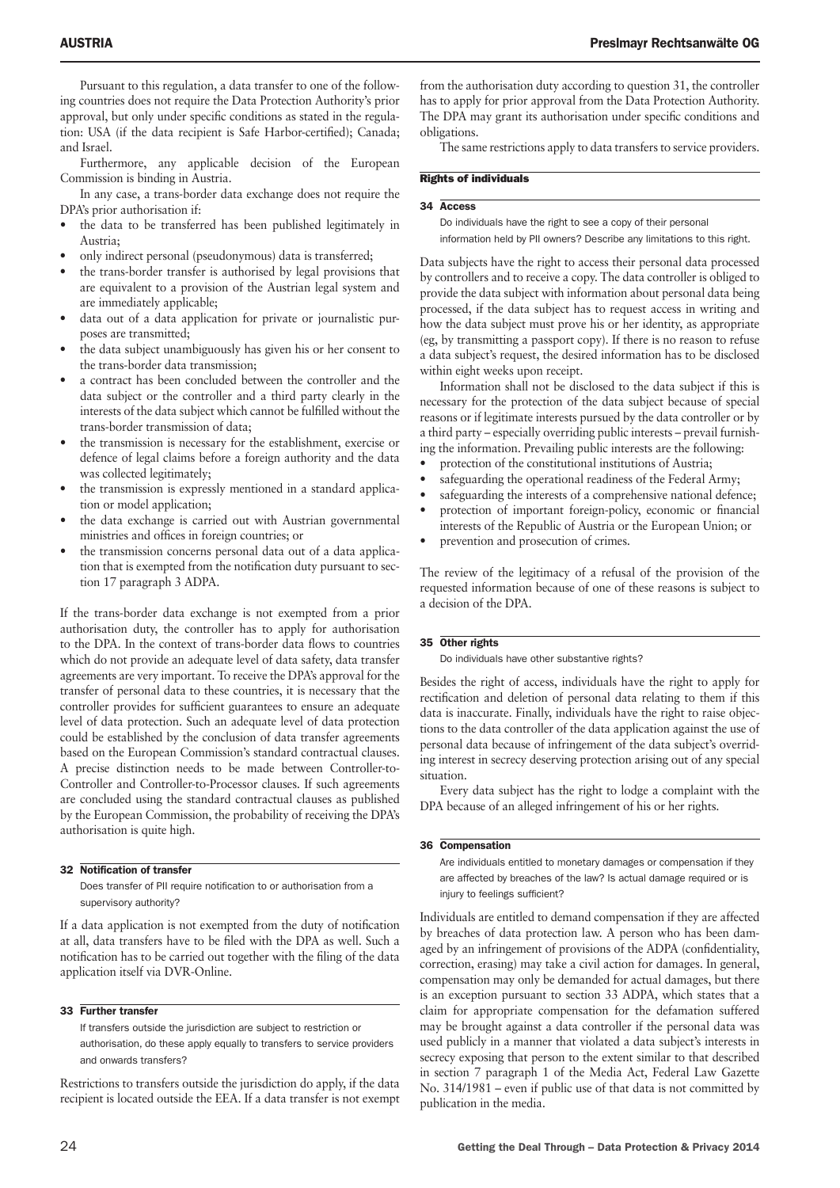Pursuant to this regulation, a data transfer to one of the following countries does not require the Data Protection Authority's prior approval, but only under specific conditions as stated in the regulation: USA (if the data recipient is Safe Harbor-certified); Canada; and Israel.

Furthermore, any applicable decision of the European Commission is binding in Austria.

In any case, a trans-border data exchange does not require the DPA's prior authorisation if:

- the data to be transferred has been published legitimately in Austria;
- only indirect personal (pseudonymous) data is transferred;
- the trans-border transfer is authorised by legal provisions that are equivalent to a provision of the Austrian legal system and are immediately applicable;
- data out of a data application for private or journalistic purposes are transmitted;
- the data subject unambiguously has given his or her consent to the trans-border data transmission;
- a contract has been concluded between the controller and the data subject or the controller and a third party clearly in the interests of the data subject which cannot be fulfilled without the trans-border transmission of data;
- the transmission is necessary for the establishment, exercise or defence of legal claims before a foreign authority and the data was collected legitimately;
- the transmission is expressly mentioned in a standard application or model application;
- the data exchange is carried out with Austrian governmental ministries and offices in foreign countries; or
- the transmission concerns personal data out of a data application that is exempted from the notification duty pursuant to section 17 paragraph 3 ADPA.

If the trans-border data exchange is not exempted from a prior authorisation duty, the controller has to apply for authorisation to the DPA. In the context of trans-border data flows to countries which do not provide an adequate level of data safety, data transfer agreements are very important. To receive the DPA's approval for the transfer of personal data to these countries, it is necessary that the controller provides for sufficient guarantees to ensure an adequate level of data protection. Such an adequate level of data protection could be established by the conclusion of data transfer agreements based on the European Commission's standard contractual clauses. A precise distinction needs to be made between Controller-to-Controller and Controller-to-Processor clauses. If such agreements are concluded using the standard contractual clauses as published by the European Commission, the probability of receiving the DPA's authorisation is quite high.

### 32 Notification of transfer

*Does transfer of PII require notification to or authorisation from a supervisory authority?*

If a data application is not exempted from the duty of notification at all, data transfers have to be filed with the DPA as well. Such a notification has to be carried out together with the filing of the data application itself via DVR-Online.

### 33 Further transfer

*If transfers outside the jurisdiction are subject to restriction or authorisation, do these apply equally to transfers to service providers and onwards transfers?*

Restrictions to transfers outside the jurisdiction do apply, if the data recipient is located outside the EEA. If a data transfer is not exempt from the authorisation duty according to question 31, the controller has to apply for prior approval from the Data Protection Authority. The DPA may grant its authorisation under specific conditions and obligations.

The same restrictions apply to data transfers to service providers.

## Rights of individuals

### 34 Access

*Do individuals have the right to see a copy of their personal information held by PII owners? Describe any limitations to this right.*

Data subjects have the right to access their personal data processed by controllers and to receive a copy. The data controller is obliged to provide the data subject with information about personal data being processed, if the data subject has to request access in writing and how the data subject must prove his or her identity, as appropriate (eg, by transmitting a passport copy). If there is no reason to refuse a data subject's request, the desired information has to be disclosed within eight weeks upon receipt.

Information shall not be disclosed to the data subject if this is necessary for the protection of the data subject because of special reasons or if legitimate interests pursued by the data controller or by a third party – especially overriding public interests – prevail furnishing the information. Prevailing public interests are the following:

- protection of the constitutional institutions of Austria;
- safeguarding the operational readiness of the Federal Army;
- safeguarding the interests of a comprehensive national defence;
- protection of important foreign-policy, economic or financial interests of the Republic of Austria or the European Union; or
- prevention and prosecution of crimes.

The review of the legitimacy of a refusal of the provision of the requested information because of one of these reasons is subject to a decision of the DPA.

### 35 Other rights

*Do individuals have other substantive rights?*

Besides the right of access, individuals have the right to apply for rectification and deletion of personal data relating to them if this data is inaccurate. Finally, individuals have the right to raise objections to the data controller of the data application against the use of personal data because of infringement of the data subject's overriding interest in secrecy deserving protection arising out of any special situation.

Every data subject has the right to lodge a complaint with the DPA because of an alleged infringement of his or her rights.

### 36 Compensation

*Are individuals entitled to monetary damages or compensation if they are affected by breaches of the law? Is actual damage required or is injury to feelings sufficient?*

Individuals are entitled to demand compensation if they are affected by breaches of data protection law. A person who has been damaged by an infringement of provisions of the ADPA (confidentiality, correction, erasing) may take a civil action for damages. In general, compensation may only be demanded for actual damages, but there is an exception pursuant to section 33 ADPA, which states that a claim for appropriate compensation for the defamation suffered may be brought against a data controller if the personal data was used publicly in a manner that violated a data subject's interests in secrecy exposing that person to the extent similar to that described in section 7 paragraph 1 of the Media Act, Federal Law Gazette No. 314/1981 – even if public use of that data is not committed by publication in the media.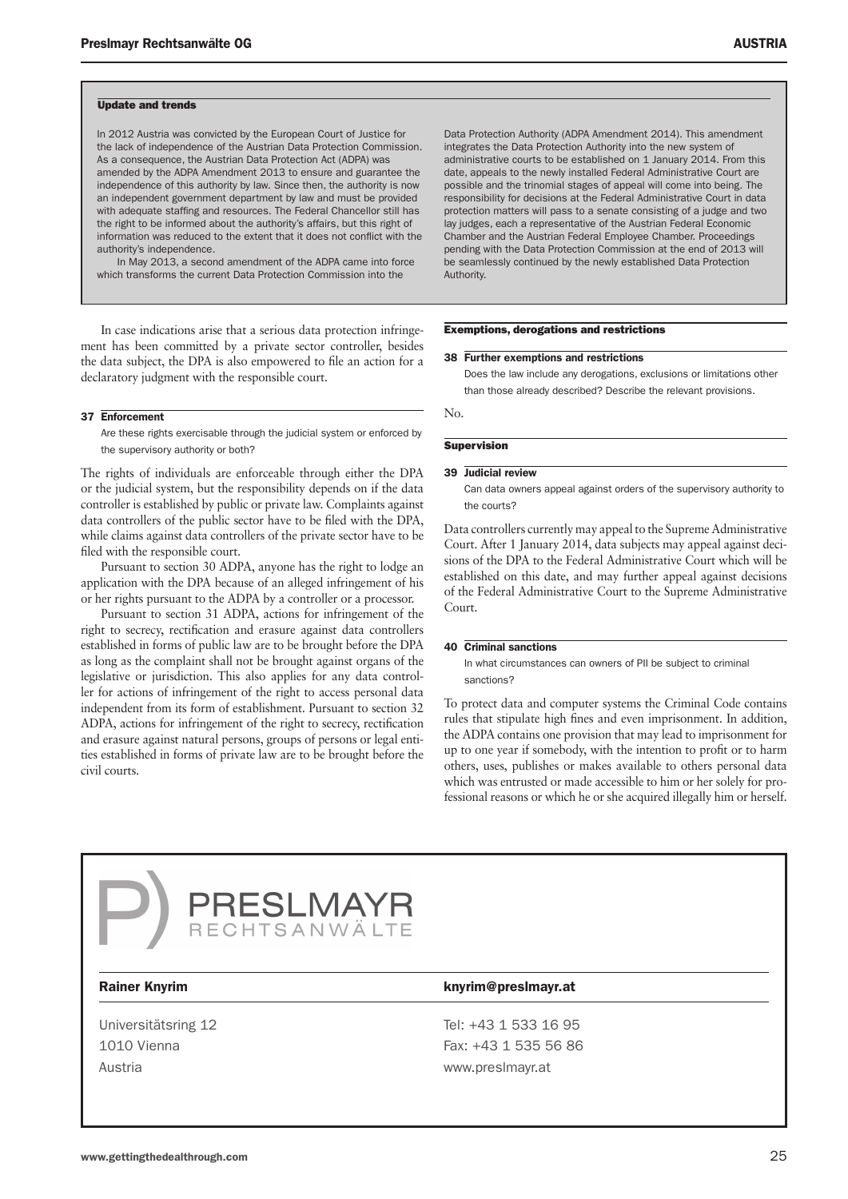### Update and trends

In 2012 Austria was convicted by the European Court of Justice for the lack of independence of the Austrian Data Protection Commission. As a consequence, the Austrian Data Protection Act (ADPA) was amended by the ADPA Amendment 2013 to ensure and guarantee the independence of this authority by law. Since then, the authority is now an independent government department by law and must be provided with adequate staffing and resources. The Federal Chancellor still has the right to be informed about the authority's affairs, but this right of information was reduced to the extent that it does not conflict with the authority's independence.

In May 2013, a second amendment of the ADPA came into force which transforms the current Data Protection Commission into the Data Protection Authority (ADPA Amendment 2014). This amendment integrates the Data Protection Authority into the new system of administrative courts to be established on 1 January 2014. From this date, appeals to the newly installed Federal Administrative Court are possible and the trinomial stages of appeal will come into being. The responsibility for decisions at the Federal Administrative Court in data protection matters will pass to a senate consisting of a judge and two lay judges, each a representative of the Austrian Federal Economic Chamber and the Austrian Federal Employee Chamber. Proceedings pending with the Data Protection Commission at the end of 2013 will be seamlessly continued by the newly established Data Protection Authority.

In case indications arise that a serious data protection infringement has been committed by a private sector controller, besides the data subject, the DPA is also empowered to file an action for a declaratory judgment with the responsible court.

**37 Enforcement**

Are these rights exercisable through the judicial system or enforced by the supervisory authority or both?

The rights of individuals are enforceable through either the DPA or the judicial system, but the responsibility depends on if the data controller is established by public or private law. Complaints against data controllers of the public sector have to be filed with the DPA, while claims against data controllers of the private sector have to be filed with the responsible court.

Pursuant to section 30 ADPA, anyone has the right to lodge an application with the DPA because of an alleged infringement of his or her rights pursuant to the ADPA by a controller or a processor.

Pursuant to section 31 ADPA, actions for infringement of the right to secrecy, rectification and erasure against data controllers established in forms of public law are to be brought before the DPA as long as the complaint shall not be brought against organs of the legislative or jurisdiction. This also applies for any data controller for actions of infringement of the right to access personal data independent from its form of establishment. Pursuant to section 32 ADPA, actions for infringement of the right to secrecy, rectification and erasure against natural persons, groups of persons or legal entities established in forms of private law are to be brought before the civil courts.

### Exemptions, derogations and restrictions

**38 Further exemptions and restrictions**

Does the law include any derogations, exclusions or limitations other than those already described? Describe the relevant provisions.

No.

### Supervision

**39 Judicial review**

Can data owners appeal against orders of the supervisory authority to the courts?

Data controllers currently may appeal to the Supreme Administrative Court. After 1 January 2014, data subjects may appeal against decisions of the DPA to the Federal Administrative Court which will be established on this date, and may further appeal against decisions of the Federal Administrative Court to the Supreme Administrative Court.

**40 Criminal sanctions**

In what circumstances can owners of PII be subject to criminal sanctions?

To protect data and computer systems the Criminal Code contains rules that stipulate high fines and even imprisonment. In addition, the ADPA contains one provision that may lead to imprisonment for up to one year if somebody, with the intention to profit or to harm others, uses, publishes or makes available to others personal data which was entrusted or made accessible to him or her solely for professional reasons or which he or she acquired illegally him or herself.

---

PRESLMAYR RECHTSANWÄLTE

**Rainer Knyrim** — knyrim@preslmayr.at

Universitätsring 12
1010 Vienna
Austria

Tel: +43 1 533 16 95
Fax: +43 1 535 56 86
www.preslmayr.at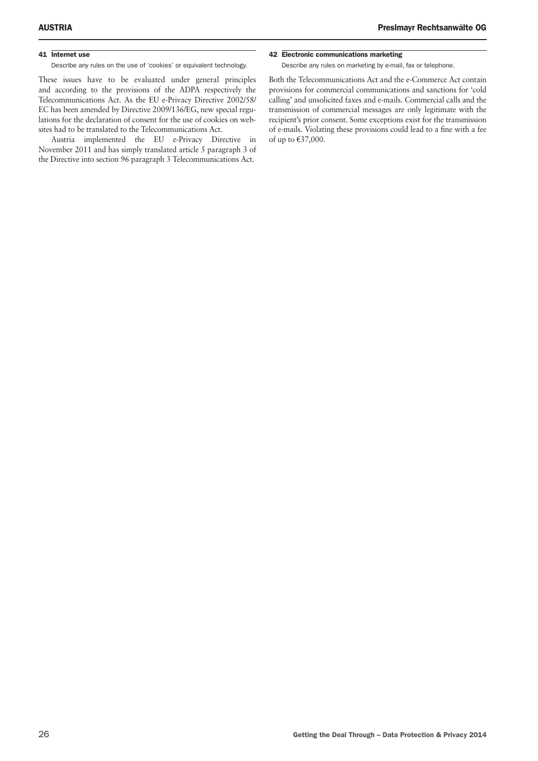### 41 Internet use

Describe any rules on the use of 'cookies' or equivalent technology.

These issues have to be evaluated under general principles and according to the provisions of the ADPA respectively the Telecommunications Act. As the EU e-Privacy Directive 2002/58/EC has been amended by Directive 2009/136/EG, new special regulations for the declaration of consent for the use of cookies on websites had to be translated to the Telecommunications Act.

Austria implemented the EU e-Privacy Directive in November 2011 and has simply translated article 5 paragraph 3 of the Directive into section 96 paragraph 3 Telecommunications Act.

### 42 Electronic communications marketing

Describe any rules on marketing by e-mail, fax or telephone.

Both the Telecommunications Act and the e-Commerce Act contain provisions for commercial communications and sanctions for 'cold calling' and unsolicited faxes and e-mails. Commercial calls and the transmission of commercial messages are only legitimate with the recipient's prior consent. Some exceptions exist for the transmission of e-mails. Violating these provisions could lead to a fine with a fee of up to €37,000.